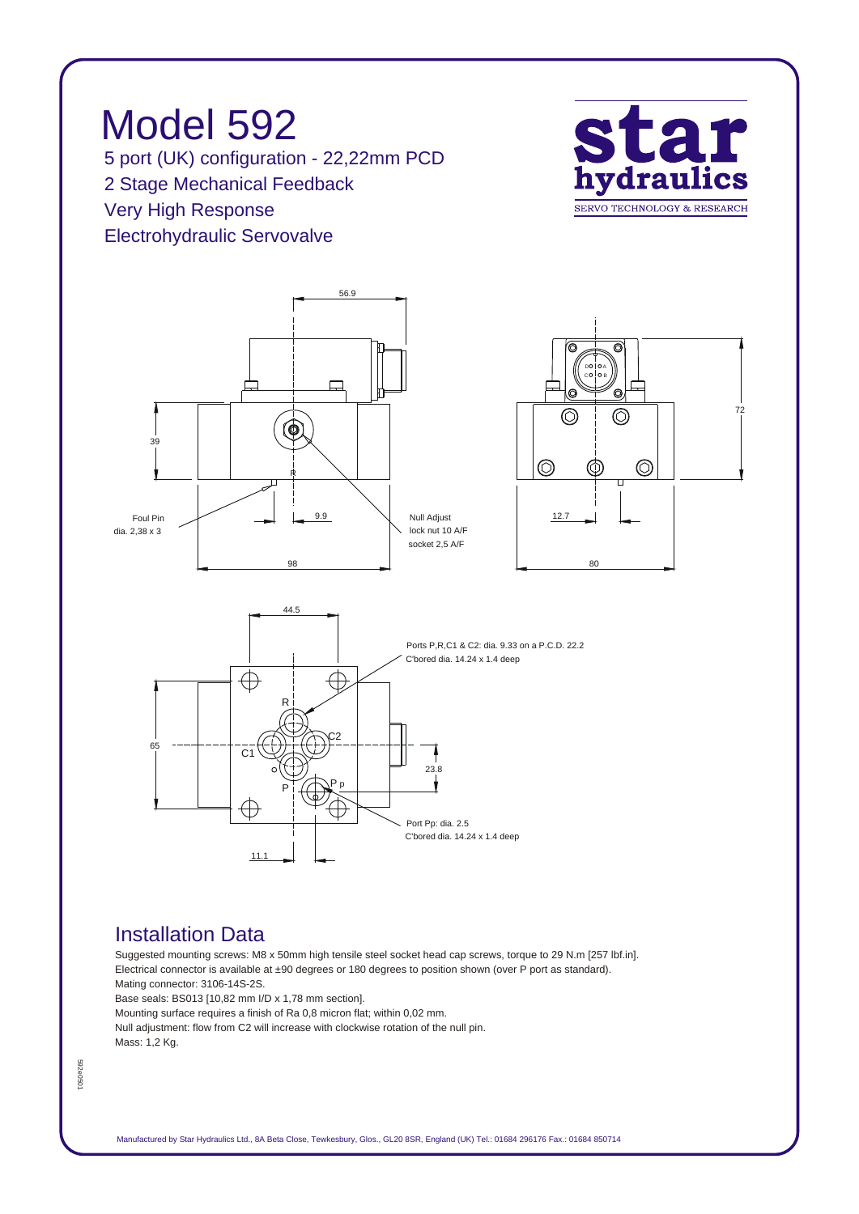# Model 592

5 port (UK) configuration - 22,22mm PCD
2 Stage Mechanical Feedback
Very High Response
Electrohydraulic Servovalve

star hydraulics
SERVO TECHNOLOGY & RESEARCH

56.9

39

Foul Pin
dia. 2,38 x 3

9.9

98

Null Adjust
lock nut 10 A/F
socket 2,5 A/F

72

12.7

80

44.5

Ports P,R,C1 & C2: dia. 9.33 on a P.C.D. 22.2
C'bored dia. 14.24 x 1.4 deep

65

23.8

Port Pp: dia. 2.5
C'bored dia. 14.24 x 1.4 deep

11.1

## Installation Data

Suggested mounting screws: M8 x 50mm high tensile steel socket head cap screws, torque to 29 N.m [257 lbf.in].
Electrical connector is available at ±90 degrees or 180 degrees to position shown (over P port as standard).
Mating connector: 3106-14S-2S.
Base seals: BS013 [10,82 mm I/D x 1,78 mm section].
Mounting surface requires a finish of Ra 0,8 micron flat; within 0,02 mm.
Null adjustment: flow from C2 will increase with clockwise rotation of the null pin.
Mass: 1,2 Kg.

592e0501

Manufactured by Star Hydraulics Ltd., 8A Beta Close, Tewkesbury, Glos., GL20 8SR, England (UK) Tel.: 01684 296176 Fax.: 01684 850714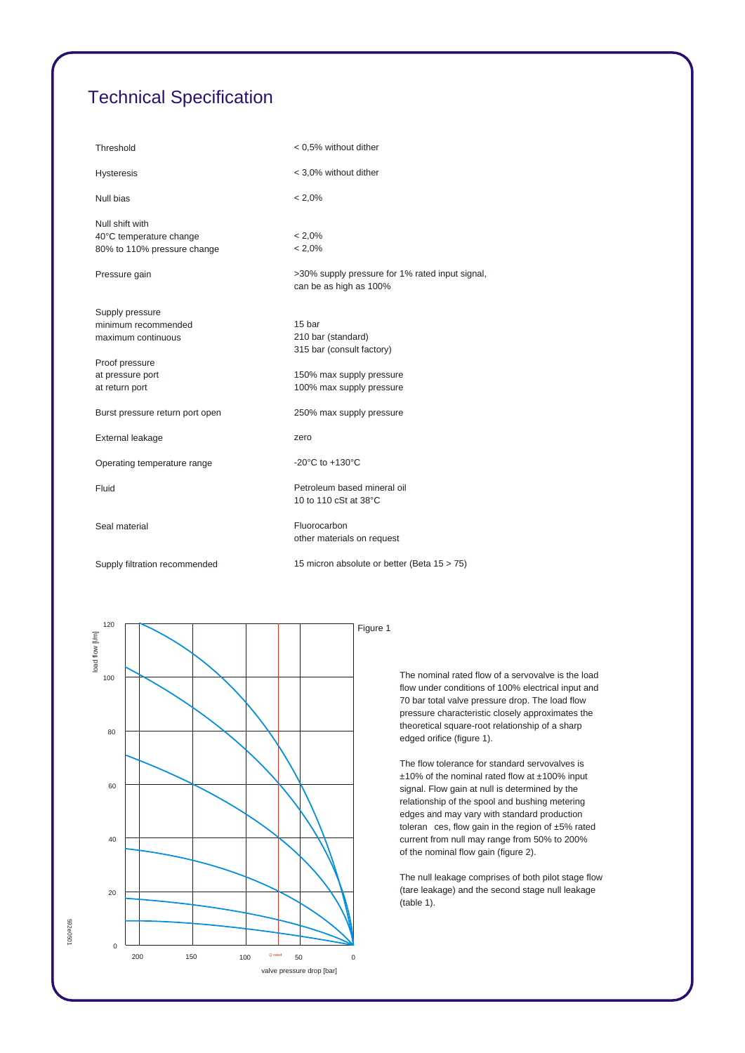# Technical Specification

| | |
|---|---|
| Threshold | < 0,5% without dither |
| Hysteresis | < 3,0% without dither |
| Null bias | < 2,0% |
| Null shift with<br>40°C temperature change<br>80% to 110% pressure change | <br>< 2,0%<br>< 2,0% |
| Pressure gain | >30% supply pressure for 1% rated input signal, can be as high as 100% |
| Supply pressure<br>minimum recommended<br>maximum continuous | <br>15 bar<br>210 bar (standard)<br>315 bar (consult factory) |
| Proof pressure<br>at pressure port<br>at return port | <br>150% max supply pressure<br>100% max supply pressure |
| Burst pressure return port open | 250% max supply pressure |
| External leakage | zero |
| Operating temperature range | -20°C to +130°C |
| Fluid | Petroleum based mineral oil<br>10 to 110 cSt at 38°C |
| Seal material | Fluorocarbon<br>other materials on request |
| Supply filtration recommended | 15 micron absolute or better (Beta 15 > 75) |

Figure 1

The nominal rated flow of a servovalve is the load flow under conditions of 100% electrical input and 70 bar total valve pressure drop. The load flow pressure characteristic closely approximates the theoretical square-root relationship of a sharp edged orifice (figure 1).

The flow tolerance for standard servovalves is ±10% of the nominal rated flow at ±100% input signal. Flow gain at null is determined by the relationship of the spool and bushing metering edges and may vary with standard production tolerances, flow gain in the region of ±5% rated current from null may range from 50% to 200% of the nominal flow gain (figure 2).

The null leakage comprises of both pilot stage flow (tare leakage) and the second stage null leakage (table 1).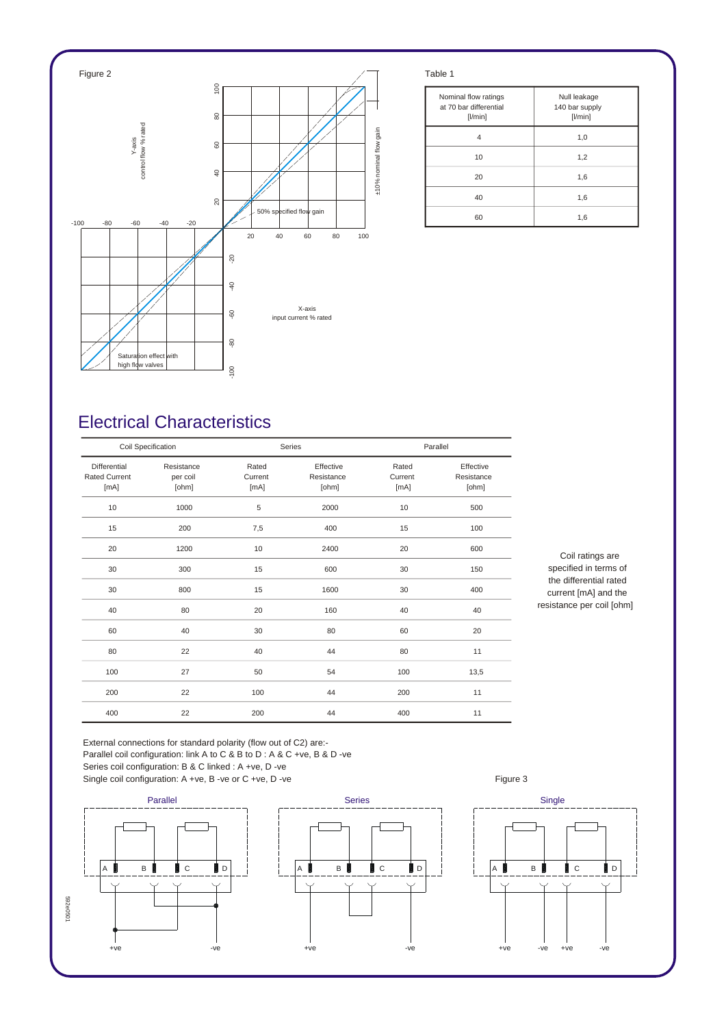Figure 2

Y-axis control flow % rated

±10% nominal flow gain

50% specified flow gain

Saturation effect with high flow valves

X-axis input current % rated

Table 1

| Nominal flow ratings at 70 bar differential [l/min] | Null leakage 140 bar supply [l/min] |
|---|---|
| 4 | 1,0 |
| 10 | 1,2 |
| 20 | 1,6 |
| 40 | 1,6 |
| 60 | 1,6 |

## Electrical Characteristics

| Coil Specification | | Series | | Parallel | |
|---|---|---|---|---|---|
| Differential Rated Current [mA] | Resistance per coil [ohm] | Rated Current [mA] | Effective Resistance [ohm] | Rated Current [mA] | Effective Resistance [ohm] |
| 10 | 1000 | 5 | 2000 | 10 | 500 |
| 15 | 200 | 7,5 | 400 | 15 | 100 |
| 20 | 1200 | 10 | 2400 | 20 | 600 |
| 30 | 300 | 15 | 600 | 30 | 150 |
| 30 | 800 | 15 | 1600 | 30 | 400 |
| 40 | 80 | 20 | 160 | 40 | 40 |
| 60 | 40 | 30 | 80 | 60 | 20 |
| 80 | 22 | 40 | 44 | 80 | 11 |
| 100 | 27 | 50 | 54 | 100 | 13,5 |
| 200 | 22 | 100 | 44 | 200 | 11 |
| 400 | 22 | 200 | 44 | 400 | 11 |

Coil ratings are specified in terms of the differential rated current [mA] and the resistance per coil [ohm]

External connections for standard polarity (flow out of C2) are:-
Parallel coil configuration: link A to C & B to D : A & C +ve, B & D -ve
Series coil configuration: B & C linked : A +ve, D -ve
Single coil configuration: A +ve, B -ve or C +ve, D -ve

Figure 3

Parallel | Series | Single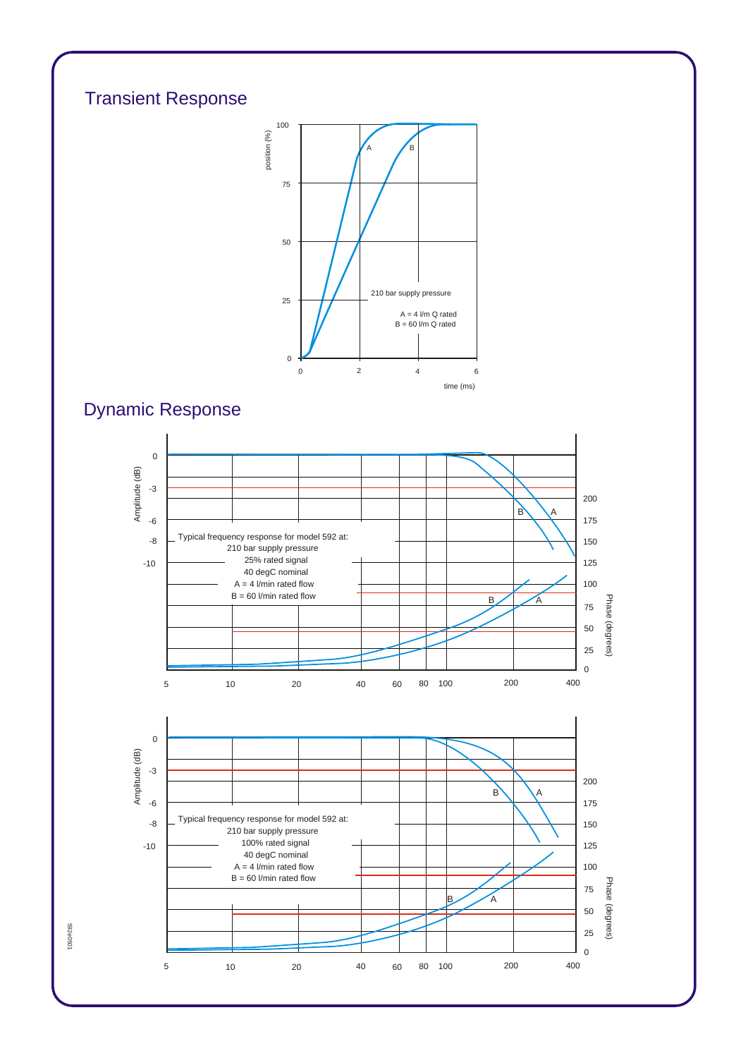## Transient Response

100

75

50

25

0

position (%)

0 2 4 6

time (ms)

A B

210 bar supply pressure

A = 4 l/m Q rated
B = 60 l/m Q rated

## Dynamic Response

Amplitude (dB)

0
-3
-6
-8
-10

Phase (degrees)

200
175
150
125
100
75
50
25
0

5 10 20 40 60 80 100 200 400

Typical frequency response for model 592 at:
210 bar supply pressure
25% rated signal
40 degC nominal
A = 4 l/min rated flow
B = 60 l/min rated flow

B A

B A

Amplitude (dB)

0
-3
-6
-8
-10

Phase (degrees)

200
175
150
125
100
75
50
25
0

5 10 20 40 60 80 100 200 400

Typical frequency response for model 592 at:
210 bar supply pressure
100% rated signal
40 degC nominal
A = 4 l/min rated flow
B = 60 l/min rated flow

B A

B A

592e0501